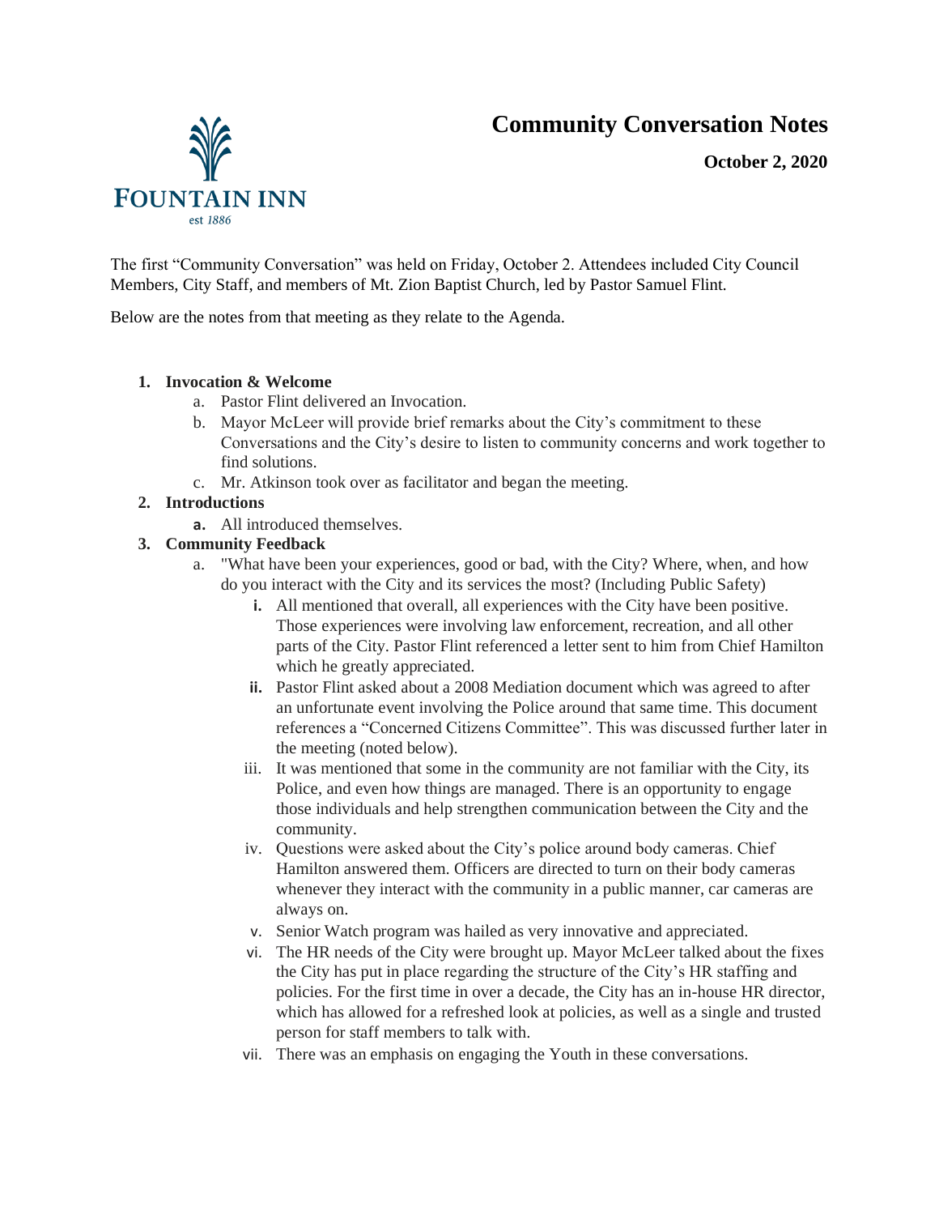FOUNTAIN INN
est 1886

# Community Conversation Notes

**October 2, 2020**

The first "Community Conversation" was held on Friday, October 2. Attendees included City Council Members, City Staff, and members of Mt. Zion Baptist Church, led by Pastor Samuel Flint.

Below are the notes from that meeting as they relate to the Agenda.

1. **Invocation & Welcome**
   a. Pastor Flint delivered an Invocation.
   b. Mayor McLeer will provide brief remarks about the City's commitment to these Conversations and the City's desire to listen to community concerns and work together to find solutions.
   c. Mr. Atkinson took over as facilitator and began the meeting.
2. **Introductions**
   a. All introduced themselves.
3. **Community Feedback**
   a. "What have been your experiences, good or bad, with the City? Where, when, and how do you interact with the City and its services the most? (Including Public Safety)
      i. All mentioned that overall, all experiences with the City have been positive. Those experiences were involving law enforcement, recreation, and all other parts of the City. Pastor Flint referenced a letter sent to him from Chief Hamilton which he greatly appreciated.
      ii. Pastor Flint asked about a 2008 Mediation document which was agreed to after an unfortunate event involving the Police around that same time. This document references a "Concerned Citizens Committee". This was discussed further later in the meeting (noted below).
      iii. It was mentioned that some in the community are not familiar with the City, its Police, and even how things are managed. There is an opportunity to engage those individuals and help strengthen communication between the City and the community.
      iv. Questions were asked about the City's police around body cameras. Chief Hamilton answered them. Officers are directed to turn on their body cameras whenever they interact with the community in a public manner, car cameras are always on.
      v. Senior Watch program was hailed as very innovative and appreciated.
      vi. The HR needs of the City were brought up. Mayor McLeer talked about the fixes the City has put in place regarding the structure of the City's HR staffing and policies. For the first time in over a decade, the City has an in-house HR director, which has allowed for a refreshed look at policies, as well as a single and trusted person for staff members to talk with.
      vii. There was an emphasis on engaging the Youth in these conversations.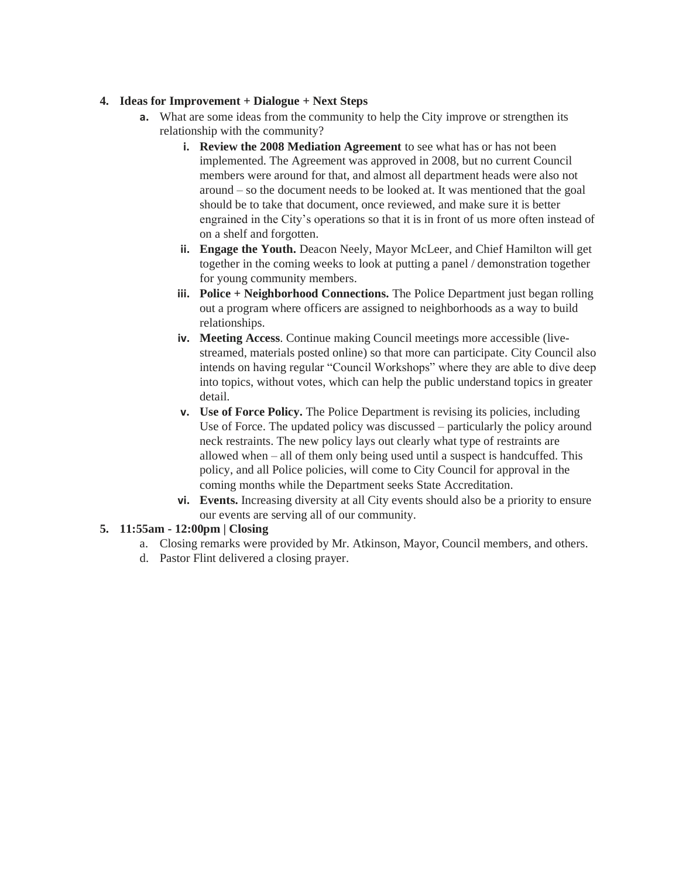4. **Ideas for Improvement + Dialogue + Next Steps**
   a. What are some ideas from the community to help the City improve or strengthen its relationship with the community?
      i. **Review the 2008 Mediation Agreement** to see what has or has not been implemented. The Agreement was approved in 2008, but no current Council members were around for that, and almost all department heads were also not around – so the document needs to be looked at. It was mentioned that the goal should be to take that document, once reviewed, and make sure it is better engrained in the City's operations so that it is in front of us more often instead of on a shelf and forgotten.
      ii. **Engage the Youth.** Deacon Neely, Mayor McLeer, and Chief Hamilton will get together in the coming weeks to look at putting a panel / demonstration together for young community members.
      iii. **Police + Neighborhood Connections.** The Police Department just began rolling out a program where officers are assigned to neighborhoods as a way to build relationships.
      iv. **Meeting Access**. Continue making Council meetings more accessible (live-streamed, materials posted online) so that more can participate. City Council also intends on having regular "Council Workshops" where they are able to dive deep into topics, without votes, which can help the public understand topics in greater detail.
      v. **Use of Force Policy.** The Police Department is revising its policies, including Use of Force. The updated policy was discussed – particularly the policy around neck restraints. The new policy lays out clearly what type of restraints are allowed when – all of them only being used until a suspect is handcuffed. This policy, and all Police policies, will come to City Council for approval in the coming months while the Department seeks State Accreditation.
      vi. **Events.** Increasing diversity at all City events should also be a priority to ensure our events are serving all of our community.
5. **11:55am - 12:00pm | Closing**
   a. Closing remarks were provided by Mr. Atkinson, Mayor, Council members, and others.
   d. Pastor Flint delivered a closing prayer.